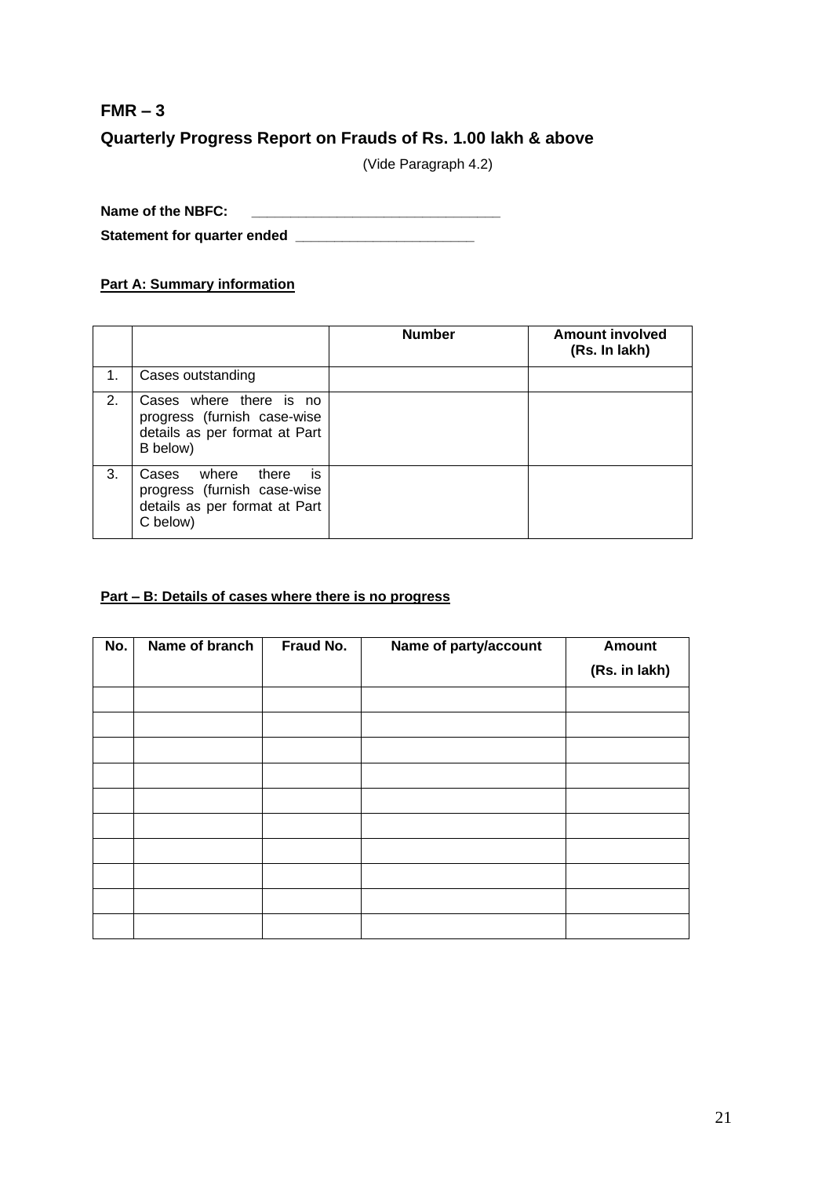## FMR – 3

## Quarterly Progress Report on Frauds of Rs. 1.00 lakh & above

(Vide Paragraph 4.2)

**Name of the NBFC:** ______________________________

**Statement for quarter ended** ______________________

**Part A: Summary information**

| | | Number | Amount involved (Rs. In lakh) |
|---|---|---|---|
| 1. | Cases outstanding | | |
| 2. | Cases where there is no progress (furnish case-wise details as per format at Part B below) | | |
| 3. | Cases where there is progress (furnish case-wise details as per format at Part C below) | | |

**Part – B: Details of cases where there is no progress**

| No. | Name of branch | Fraud No. | Name of party/account | Amount (Rs. in lakh) |
|---|---|---|---|---|
| | | | | |
| | | | | |
| | | | | |
| | | | | |
| | | | | |
| | | | | |
| | | | | |
| | | | | |
| | | | | |
| | | | | |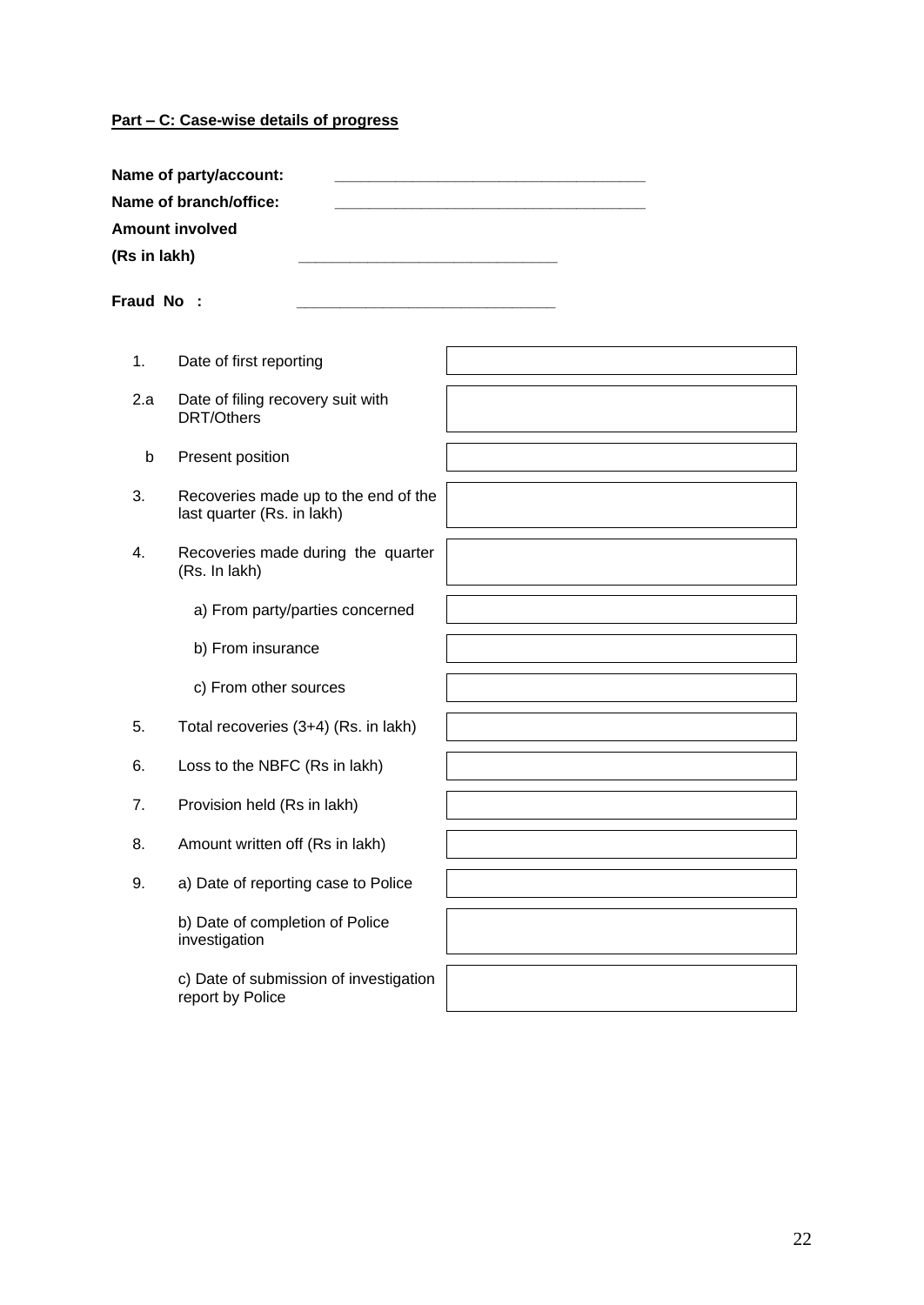**Part – C: Case-wise details of progress**

**Name of party/account:** ___________________________________

**Name of branch/office:** ___________________________________

**Amount involved**

**(Rs in lakh)** _____________________________

**Fraud No :** _____________________________

| | | |
|---|---|---|
| 1. | Date of first reporting | |
| 2.a | Date of filing recovery suit with DRT/Others | |
| b | Present position | |
| 3. | Recoveries made up to the end of the last quarter (Rs. in lakh) | |
| 4. | Recoveries made during the quarter (Rs. In lakh) | |
| | a) From party/parties concerned | |
| | b) From insurance | |
| | c) From other sources | |
| 5. | Total recoveries (3+4) (Rs. in lakh) | |
| 6. | Loss to the NBFC (Rs in lakh) | |
| 7. | Provision held (Rs in lakh) | |
| 8. | Amount written off (Rs in lakh) | |
| 9. | a) Date of reporting case to Police | |
| | b) Date of completion of Police investigation | |
| | c) Date of submission of investigation report by Police | |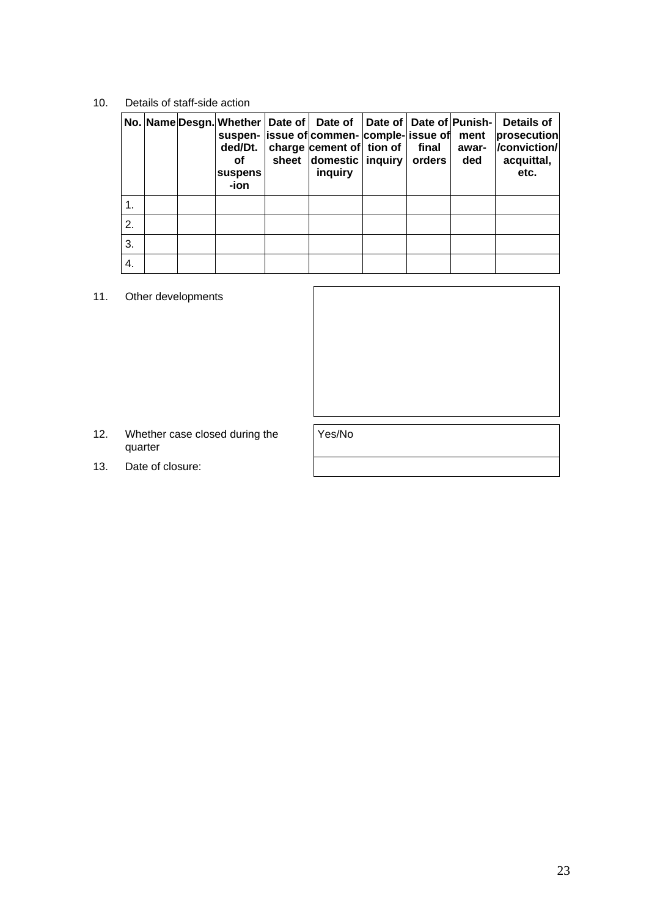10. Details of staff-side action

| No. | Name | Desgn. | Whether suspended/Dt. of suspension | Date of issue of charge sheet | Date of commencement of domestic inquiry | Date of completion of inquiry | Date of issue of final orders | Punishment awarded | Details of prosecution/conviction/acquittal, etc. |
|---|---|---|---|---|---|---|---|---|---|
| 1. | | | | | | | | | |
| 2. | | | | | | | | | |
| 3. | | | | | | | | | |
| 4. | | | | | | | | | |

11. Other developments

| |
|---|
| |

| | |
|---|---|
| 12. Whether case closed during the quarter | Yes/No |
| 13. Date of closure: | |